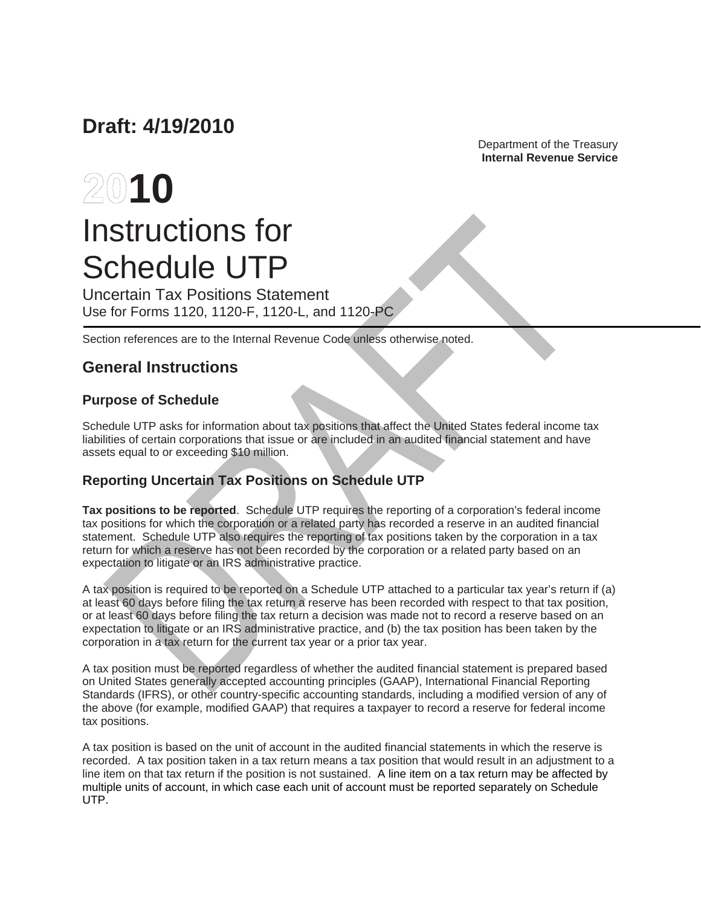**Draft: 4/19/2010**

Department of the Treasury
**Internal Revenue Service**

# 2010
# Instructions for Schedule UTP

Uncertain Tax Positions Statement
Use for Forms 1120, 1120-F, 1120-L, and 1120-PC

Section references are to the Internal Revenue Code unless otherwise noted.

## General Instructions

### Purpose of Schedule

Schedule UTP asks for information about tax positions that affect the United States federal income tax liabilities of certain corporations that issue or are included in an audited financial statement and have assets equal to or exceeding $10 million.

### Reporting Uncertain Tax Positions on Schedule UTP

**Tax positions to be reported**. Schedule UTP requires the reporting of a corporation's federal income tax positions for which the corporation or a related party has recorded a reserve in an audited financial statement. Schedule UTP also requires the reporting of tax positions taken by the corporation in a tax return for which a reserve has not been recorded by the corporation or a related party based on an expectation to litigate or an IRS administrative practice.

A tax position is required to be reported on a Schedule UTP attached to a particular tax year's return if (a) at least 60 days before filing the tax return a reserve has been recorded with respect to that tax position, or at least 60 days before filing the tax return a decision was made not to record a reserve based on an expectation to litigate or an IRS administrative practice, and (b) the tax position has been taken by the corporation in a tax return for the current tax year or a prior tax year.

A tax position must be reported regardless of whether the audited financial statement is prepared based on United States generally accepted accounting principles (GAAP), International Financial Reporting Standards (IFRS), or other country-specific accounting standards, including a modified version of any of the above (for example, modified GAAP) that requires a taxpayer to record a reserve for federal income tax positions.

A tax position is based on the unit of account in the audited financial statements in which the reserve is recorded. A tax position taken in a tax return means a tax position that would result in an adjustment to a line item on that tax return if the position is not sustained. A line item on a tax return may be affected by multiple units of account, in which case each unit of account must be reported separately on Schedule UTP.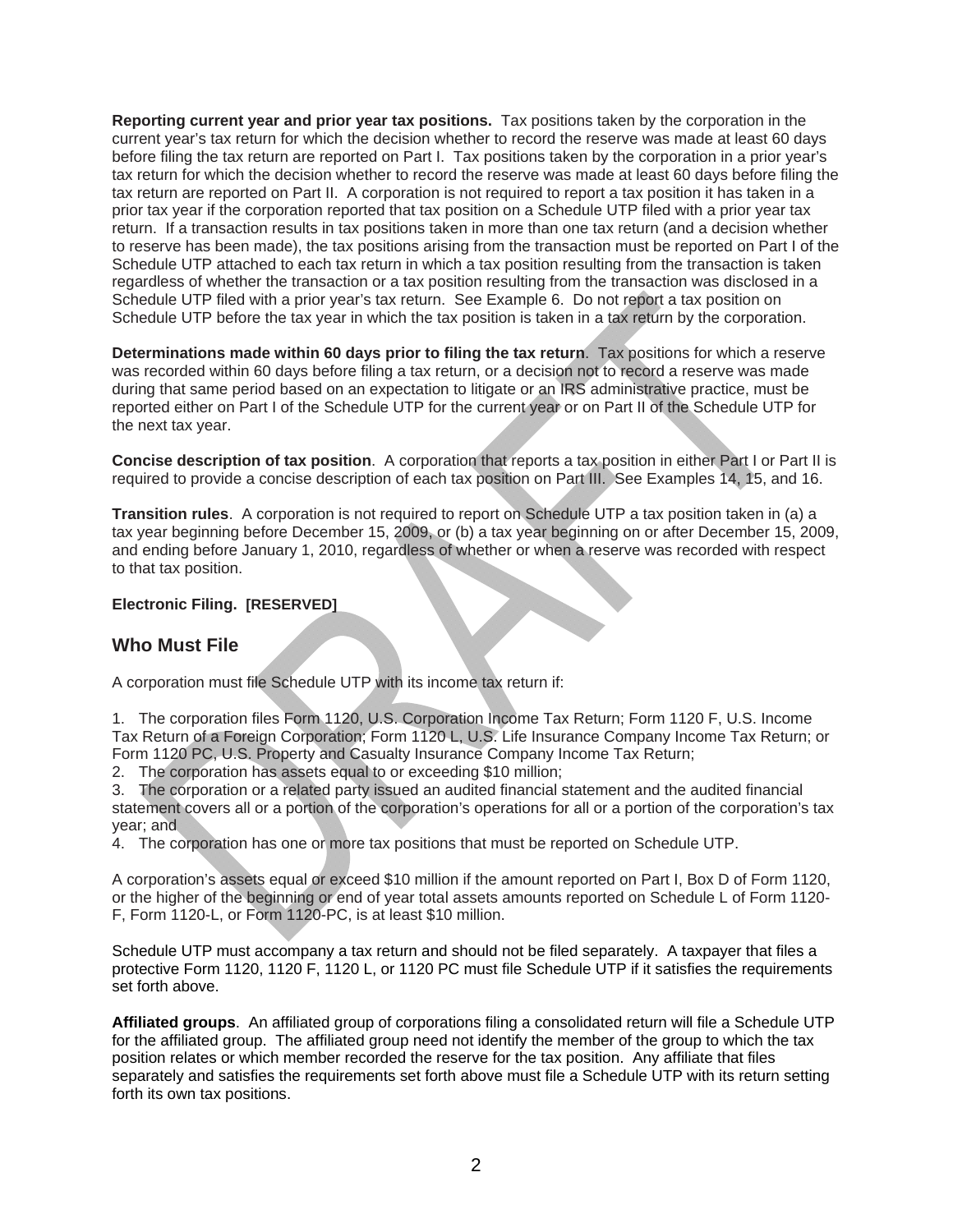**Reporting current year and prior year tax positions.** Tax positions taken by the corporation in the current year's tax return for which the decision whether to record the reserve was made at least 60 days before filing the tax return are reported on Part I. Tax positions taken by the corporation in a prior year's tax return for which the decision whether to record the reserve was made at least 60 days before filing the tax return are reported on Part II. A corporation is not required to report a tax position it has taken in a prior tax year if the corporation reported that tax position on a Schedule UTP filed with a prior year tax return. If a transaction results in tax positions taken in more than one tax return (and a decision whether to reserve has been made), the tax positions arising from the transaction must be reported on Part I of the Schedule UTP attached to each tax return in which a tax position resulting from the transaction is taken regardless of whether the transaction or a tax position resulting from the transaction was disclosed in a Schedule UTP filed with a prior year's tax return. See Example 6. Do not report a tax position on Schedule UTP before the tax year in which the tax position is taken in a tax return by the corporation.

**Determinations made within 60 days prior to filing the tax return**. Tax positions for which a reserve was recorded within 60 days before filing a tax return, or a decision not to record a reserve was made during that same period based on an expectation to litigate or an IRS administrative practice, must be reported either on Part I of the Schedule UTP for the current year or on Part II of the Schedule UTP for the next tax year.

**Concise description of tax position**. A corporation that reports a tax position in either Part I or Part II is required to provide a concise description of each tax position on Part III. See Examples 14, 15, and 16.

**Transition rules**. A corporation is not required to report on Schedule UTP a tax position taken in (a) a tax year beginning before December 15, 2009, or (b) a tax year beginning on or after December 15, 2009, and ending before January 1, 2010, regardless of whether or when a reserve was recorded with respect to that tax position.

**Electronic Filing. [RESERVED]**

## Who Must File

A corporation must file Schedule UTP with its income tax return if:

1. The corporation files Form 1120, U.S. Corporation Income Tax Return; Form 1120 F, U.S. Income Tax Return of a Foreign Corporation; Form 1120 L, U.S. Life Insurance Company Income Tax Return; or Form 1120 PC, U.S. Property and Casualty Insurance Company Income Tax Return;
2. The corporation has assets equal to or exceeding $10 million;
3. The corporation or a related party issued an audited financial statement and the audited financial statement covers all or a portion of the corporation's operations for all or a portion of the corporation's tax year; and
4. The corporation has one or more tax positions that must be reported on Schedule UTP.

A corporation's assets equal or exceed $10 million if the amount reported on Part I, Box D of Form 1120, or the higher of the beginning or end of year total assets amounts reported on Schedule L of Form 1120-F, Form 1120-L, or Form 1120-PC, is at least $10 million.

Schedule UTP must accompany a tax return and should not be filed separately. A taxpayer that files a protective Form 1120, 1120 F, 1120 L, or 1120 PC must file Schedule UTP if it satisfies the requirements set forth above.

**Affiliated groups**. An affiliated group of corporations filing a consolidated return will file a Schedule UTP for the affiliated group. The affiliated group need not identify the member of the group to which the tax position relates or which member recorded the reserve for the tax position. Any affiliate that files separately and satisfies the requirements set forth above must file a Schedule UTP with its return setting forth its own tax positions.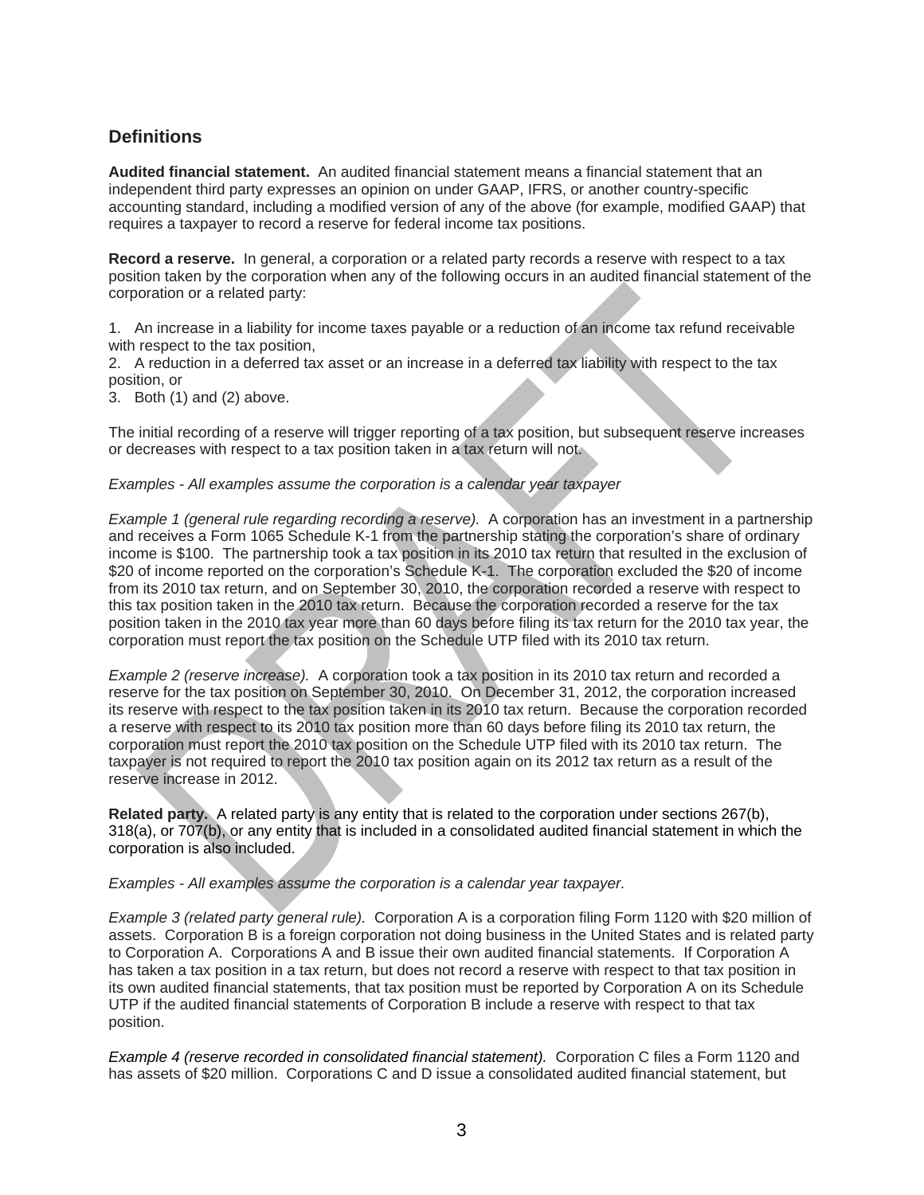## Definitions

**Audited financial statement.** An audited financial statement means a financial statement that an independent third party expresses an opinion on under GAAP, IFRS, or another country-specific accounting standard, including a modified version of any of the above (for example, modified GAAP) that requires a taxpayer to record a reserve for federal income tax positions.

**Record a reserve.** In general, a corporation or a related party records a reserve with respect to a tax position taken by the corporation when any of the following occurs in an audited financial statement of the corporation or a related party:

1. An increase in a liability for income taxes payable or a reduction of an income tax refund receivable with respect to the tax position,
2. A reduction in a deferred tax asset or an increase in a deferred tax liability with respect to the tax position, or
3. Both (1) and (2) above.

The initial recording of a reserve will trigger reporting of a tax position, but subsequent reserve increases or decreases with respect to a tax position taken in a tax return will not.

*Examples - All examples assume the corporation is a calendar year taxpayer*

*Example 1 (general rule regarding recording a reserve).* A corporation has an investment in a partnership and receives a Form 1065 Schedule K-1 from the partnership stating the corporation's share of ordinary income is $100. The partnership took a tax position in its 2010 tax return that resulted in the exclusion of $20 of income reported on the corporation's Schedule K-1. The corporation excluded the $20 of income from its 2010 tax return, and on September 30, 2010, the corporation recorded a reserve with respect to this tax position taken in the 2010 tax return. Because the corporation recorded a reserve for the tax position taken in the 2010 tax year more than 60 days before filing its tax return for the 2010 tax year, the corporation must report the tax position on the Schedule UTP filed with its 2010 tax return.

*Example 2 (reserve increase).* A corporation took a tax position in its 2010 tax return and recorded a reserve for the tax position on September 30, 2010. On December 31, 2012, the corporation increased its reserve with respect to the tax position taken in its 2010 tax return. Because the corporation recorded a reserve with respect to its 2010 tax position more than 60 days before filing its 2010 tax return, the corporation must report the 2010 tax position on the Schedule UTP filed with its 2010 tax return. The taxpayer is not required to report the 2010 tax position again on its 2012 tax return as a result of the reserve increase in 2012.

**Related party.** A related party is any entity that is related to the corporation under sections 267(b), 318(a), or 707(b), or any entity that is included in a consolidated audited financial statement in which the corporation is also included.

*Examples - All examples assume the corporation is a calendar year taxpayer.*

*Example 3 (related party general rule).* Corporation A is a corporation filing Form 1120 with $20 million of assets. Corporation B is a foreign corporation not doing business in the United States and is related party to Corporation A. Corporations A and B issue their own audited financial statements. If Corporation A has taken a tax position in a tax return, but does not record a reserve with respect to that tax position in its own audited financial statements, that tax position must be reported by Corporation A on its Schedule UTP if the audited financial statements of Corporation B include a reserve with respect to that tax position.

*Example 4 (reserve recorded in consolidated financial statement).* Corporation C files a Form 1120 and has assets of $20 million. Corporations C and D issue a consolidated audited financial statement, but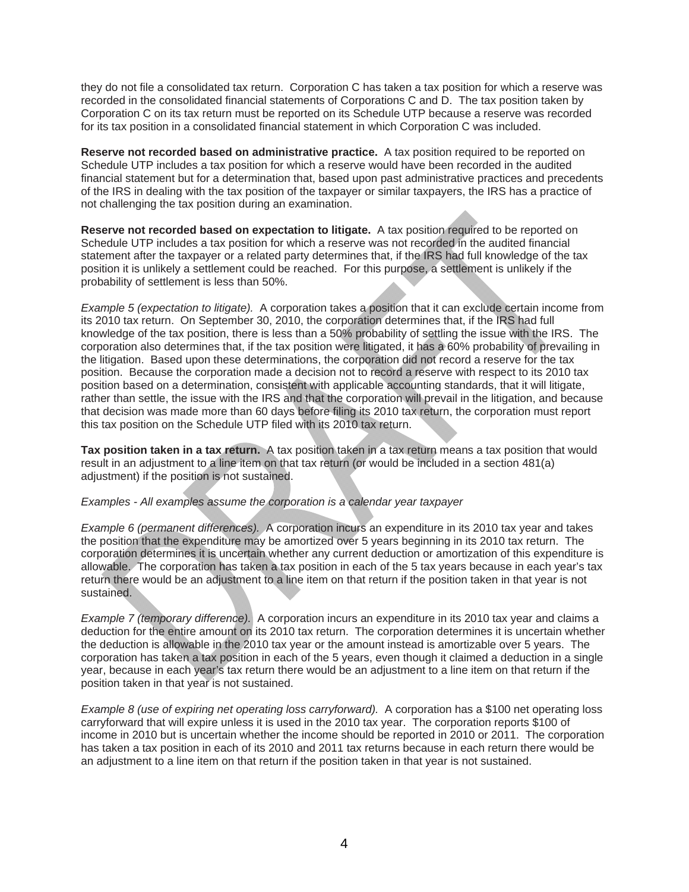they do not file a consolidated tax return. Corporation C has taken a tax position for which a reserve was recorded in the consolidated financial statements of Corporations C and D. The tax position taken by Corporation C on its tax return must be reported on its Schedule UTP because a reserve was recorded for its tax position in a consolidated financial statement in which Corporation C was included.

**Reserve not recorded based on administrative practice.** A tax position required to be reported on Schedule UTP includes a tax position for which a reserve would have been recorded in the audited financial statement but for a determination that, based upon past administrative practices and precedents of the IRS in dealing with the tax position of the taxpayer or similar taxpayers, the IRS has a practice of not challenging the tax position during an examination.

**Reserve not recorded based on expectation to litigate.** A tax position required to be reported on Schedule UTP includes a tax position for which a reserve was not recorded in the audited financial statement after the taxpayer or a related party determines that, if the IRS had full knowledge of the tax position it is unlikely a settlement could be reached. For this purpose, a settlement is unlikely if the probability of settlement is less than 50%.

*Example 5 (expectation to litigate).* A corporation takes a position that it can exclude certain income from its 2010 tax return. On September 30, 2010, the corporation determines that, if the IRS had full knowledge of the tax position, there is less than a 50% probability of settling the issue with the IRS. The corporation also determines that, if the tax position were litigated, it has a 60% probability of prevailing in the litigation. Based upon these determinations, the corporation did not record a reserve for the tax position. Because the corporation made a decision not to record a reserve with respect to its 2010 tax position based on a determination, consistent with applicable accounting standards, that it will litigate, rather than settle, the issue with the IRS and that the corporation will prevail in the litigation, and because that decision was made more than 60 days before filing its 2010 tax return, the corporation must report this tax position on the Schedule UTP filed with its 2010 tax return.

**Tax position taken in a tax return.** A tax position taken in a tax return means a tax position that would result in an adjustment to a line item on that tax return (or would be included in a section 481(a) adjustment) if the position is not sustained.

*Examples - All examples assume the corporation is a calendar year taxpayer*

*Example 6 (permanent differences).* A corporation incurs an expenditure in its 2010 tax year and takes the position that the expenditure may be amortized over 5 years beginning in its 2010 tax return. The corporation determines it is uncertain whether any current deduction or amortization of this expenditure is allowable. The corporation has taken a tax position in each of the 5 tax years because in each year's tax return there would be an adjustment to a line item on that return if the position taken in that year is not sustained.

*Example 7 (temporary difference).* A corporation incurs an expenditure in its 2010 tax year and claims a deduction for the entire amount on its 2010 tax return. The corporation determines it is uncertain whether the deduction is allowable in the 2010 tax year or the amount instead is amortizable over 5 years. The corporation has taken a tax position in each of the 5 years, even though it claimed a deduction in a single year, because in each year's tax return there would be an adjustment to a line item on that return if the position taken in that year is not sustained.

*Example 8 (use of expiring net operating loss carryforward).* A corporation has a $100 net operating loss carryforward that will expire unless it is used in the 2010 tax year. The corporation reports $100 of income in 2010 but is uncertain whether the income should be reported in 2010 or 2011. The corporation has taken a tax position in each of its 2010 and 2011 tax returns because in each return there would be an adjustment to a line item on that return if the position taken in that year is not sustained.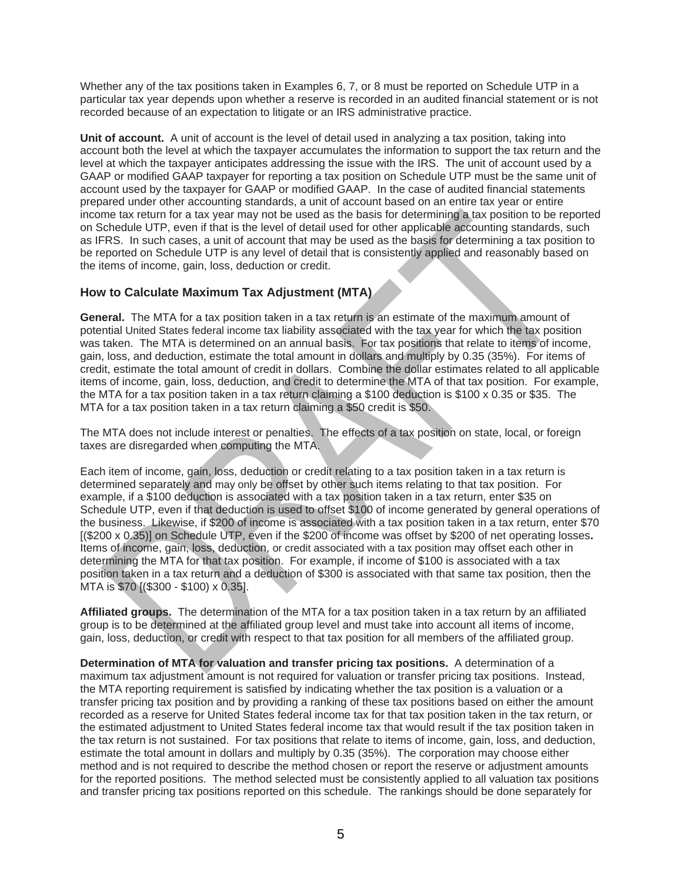Whether any of the tax positions taken in Examples 6, 7, or 8 must be reported on Schedule UTP in a particular tax year depends upon whether a reserve is recorded in an audited financial statement or is not recorded because of an expectation to litigate or an IRS administrative practice.

**Unit of account.** A unit of account is the level of detail used in analyzing a tax position, taking into account both the level at which the taxpayer accumulates the information to support the tax return and the level at which the taxpayer anticipates addressing the issue with the IRS. The unit of account used by a GAAP or modified GAAP taxpayer for reporting a tax position on Schedule UTP must be the same unit of account used by the taxpayer for GAAP or modified GAAP. In the case of audited financial statements prepared under other accounting standards, a unit of account based on an entire tax year or entire income tax return for a tax year may not be used as the basis for determining a tax position to be reported on Schedule UTP, even if that is the level of detail used for other applicable accounting standards, such as IFRS. In such cases, a unit of account that may be used as the basis for determining a tax position to be reported on Schedule UTP is any level of detail that is consistently applied and reasonably based on the items of income, gain, loss, deduction or credit.

## How to Calculate Maximum Tax Adjustment (MTA)

**General.** The MTA for a tax position taken in a tax return is an estimate of the maximum amount of potential United States federal income tax liability associated with the tax year for which the tax position was taken. The MTA is determined on an annual basis. For tax positions that relate to items of income, gain, loss, and deduction, estimate the total amount in dollars and multiply by 0.35 (35%). For items of credit, estimate the total amount of credit in dollars. Combine the dollar estimates related to all applicable items of income, gain, loss, deduction, and credit to determine the MTA of that tax position. For example, the MTA for a tax position taken in a tax return claiming a $100 deduction is $100 x 0.35 or $35. The MTA for a tax position taken in a tax return claiming a $50 credit is $50.

The MTA does not include interest or penalties. The effects of a tax position on state, local, or foreign taxes are disregarded when computing the MTA.

Each item of income, gain, loss, deduction or credit relating to a tax position taken in a tax return is determined separately and may only be offset by other such items relating to that tax position. For example, if a $100 deduction is associated with a tax position taken in a tax return, enter $35 on Schedule UTP, even if that deduction is used to offset $100 of income generated by general operations of the business. Likewise, if $200 of income is associated with a tax position taken in a tax return, enter $70 [($200 x 0.35)] on Schedule UTP, even if the $200 of income was offset by $200 of net operating losses. Items of income, gain, loss, deduction, or credit associated with a tax position may offset each other in determining the MTA for that tax position. For example, if income of $100 is associated with a tax position taken in a tax return and a deduction of $300 is associated with that same tax position, then the MTA is $70 [($300 - $100) x 0.35].

**Affiliated groups.** The determination of the MTA for a tax position taken in a tax return by an affiliated group is to be determined at the affiliated group level and must take into account all items of income, gain, loss, deduction, or credit with respect to that tax position for all members of the affiliated group.

**Determination of MTA for valuation and transfer pricing tax positions.** A determination of a maximum tax adjustment amount is not required for valuation or transfer pricing tax positions. Instead, the MTA reporting requirement is satisfied by indicating whether the tax position is a valuation or a transfer pricing tax position and by providing a ranking of these tax positions based on either the amount recorded as a reserve for United States federal income tax for that tax position taken in the tax return, or the estimated adjustment to United States federal income tax that would result if the tax position taken in the tax return is not sustained. For tax positions that relate to items of income, gain, loss, and deduction, estimate the total amount in dollars and multiply by 0.35 (35%). The corporation may choose either method and is not required to describe the method chosen or report the reserve or adjustment amounts for the reported positions. The method selected must be consistently applied to all valuation tax positions and transfer pricing tax positions reported on this schedule. The rankings should be done separately for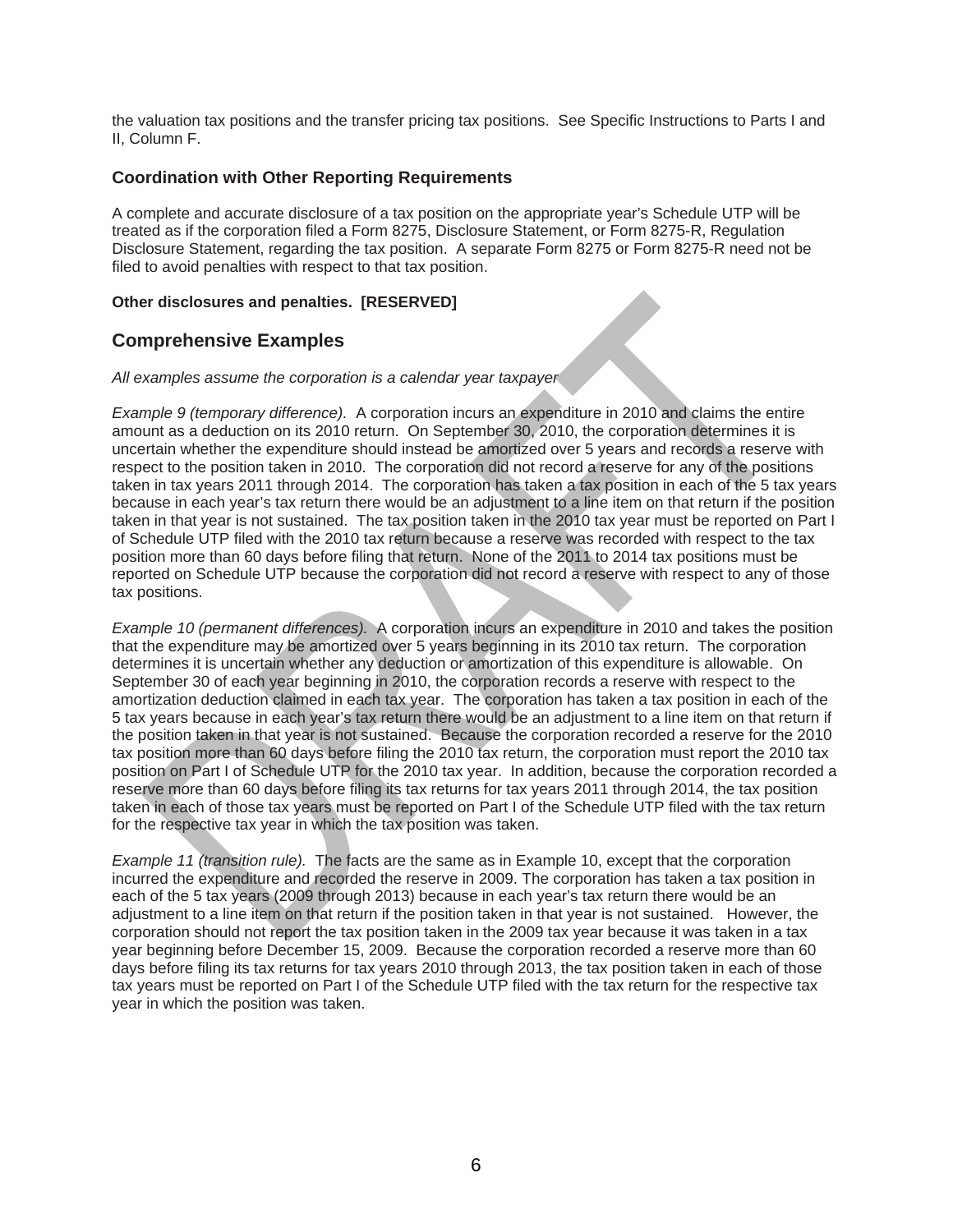the valuation tax positions and the transfer pricing tax positions. See Specific Instructions to Parts I and II, Column F.

## Coordination with Other Reporting Requirements

A complete and accurate disclosure of a tax position on the appropriate year's Schedule UTP will be treated as if the corporation filed a Form 8275, Disclosure Statement, or Form 8275-R, Regulation Disclosure Statement, regarding the tax position. A separate Form 8275 or Form 8275-R need not be filed to avoid penalties with respect to that tax position.

**Other disclosures and penalties. [RESERVED]**

## Comprehensive Examples

*All examples assume the corporation is a calendar year taxpayer*

*Example 9 (temporary difference).* A corporation incurs an expenditure in 2010 and claims the entire amount as a deduction on its 2010 return. On September 30, 2010, the corporation determines it is uncertain whether the expenditure should instead be amortized over 5 years and records a reserve with respect to the position taken in 2010. The corporation did not record a reserve for any of the positions taken in tax years 2011 through 2014. The corporation has taken a tax position in each of the 5 tax years because in each year's tax return there would be an adjustment to a line item on that return if the position taken in that year is not sustained. The tax position taken in the 2010 tax year must be reported on Part I of Schedule UTP filed with the 2010 tax return because a reserve was recorded with respect to the tax position more than 60 days before filing that return. None of the 2011 to 2014 tax positions must be reported on Schedule UTP because the corporation did not record a reserve with respect to any of those tax positions.

*Example 10 (permanent differences).* A corporation incurs an expenditure in 2010 and takes the position that the expenditure may be amortized over 5 years beginning in its 2010 tax return. The corporation determines it is uncertain whether any deduction or amortization of this expenditure is allowable. On September 30 of each year beginning in 2010, the corporation records a reserve with respect to the amortization deduction claimed in each tax year. The corporation has taken a tax position in each of the 5 tax years because in each year's tax return there would be an adjustment to a line item on that return if the position taken in that year is not sustained. Because the corporation recorded a reserve for the 2010 tax position more than 60 days before filing the 2010 tax return, the corporation must report the 2010 tax position on Part I of Schedule UTP for the 2010 tax year. In addition, because the corporation recorded a reserve more than 60 days before filing its tax returns for tax years 2011 through 2014, the tax position taken in each of those tax years must be reported on Part I of the Schedule UTP filed with the tax return for the respective tax year in which the tax position was taken.

*Example 11 (transition rule).* The facts are the same as in Example 10, except that the corporation incurred the expenditure and recorded the reserve in 2009. The corporation has taken a tax position in each of the 5 tax years (2009 through 2013) because in each year's tax return there would be an adjustment to a line item on that return if the position taken in that year is not sustained. However, the corporation should not report the tax position taken in the 2009 tax year because it was taken in a tax year beginning before December 15, 2009. Because the corporation recorded a reserve more than 60 days before filing its tax returns for tax years 2010 through 2013, the tax position taken in each of those tax years must be reported on Part I of the Schedule UTP filed with the tax return for the respective tax year in which the position was taken.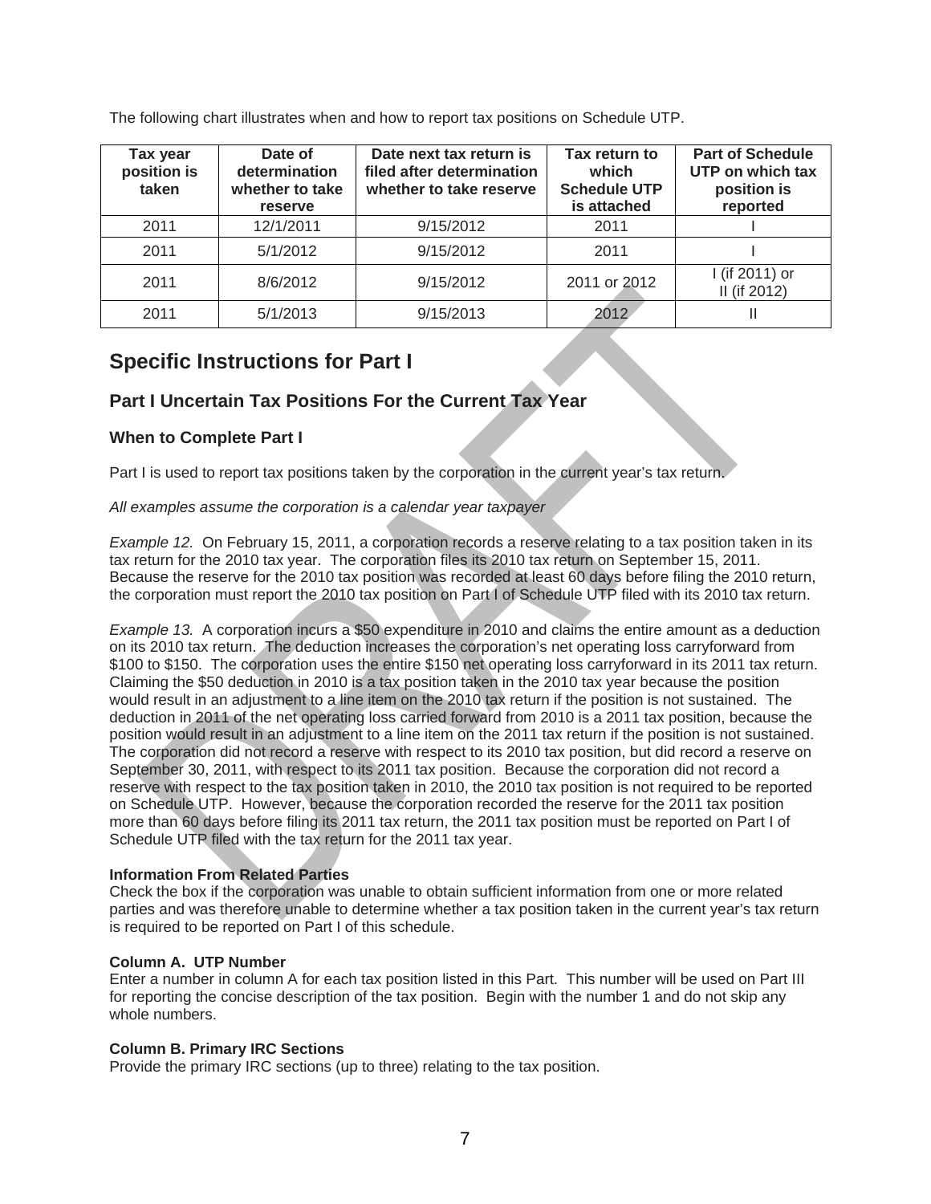The following chart illustrates when and how to report tax positions on Schedule UTP.

| Tax year position is taken | Date of determination whether to take reserve | Date next tax return is filed after determination whether to take reserve | Tax return to which Schedule UTP is attached | Part of Schedule UTP on which tax position is reported |
|---|---|---|---|---|
| 2011 | 12/1/2011 | 9/15/2012 | 2011 | I |
| 2011 | 5/1/2012 | 9/15/2012 | 2011 | I |
| 2011 | 8/6/2012 | 9/15/2012 | 2011 or 2012 | I (if 2011) or II (if 2012) |
| 2011 | 5/1/2013 | 9/15/2013 | 2012 | II |

# Specific Instructions for Part I

## Part I Uncertain Tax Positions For the Current Tax Year

### When to Complete Part I

Part I is used to report tax positions taken by the corporation in the current year's tax return.

*All examples assume the corporation is a calendar year taxpayer*

*Example 12.* On February 15, 2011, a corporation records a reserve relating to a tax position taken in its tax return for the 2010 tax year. The corporation files its 2010 tax return on September 15, 2011. Because the reserve for the 2010 tax position was recorded at least 60 days before filing the 2010 return, the corporation must report the 2010 tax position on Part I of Schedule UTP filed with its 2010 tax return.

*Example 13.* A corporation incurs a $50 expenditure in 2010 and claims the entire amount as a deduction on its 2010 tax return. The deduction increases the corporation's net operating loss carryforward from $100 to $150. The corporation uses the entire $150 net operating loss carryforward in its 2011 tax return. Claiming the $50 deduction in 2010 is a tax position taken in the 2010 tax year because the position would result in an adjustment to a line item on the 2010 tax return if the position is not sustained. The deduction in 2011 of the net operating loss carried forward from 2010 is a 2011 tax position, because the position would result in an adjustment to a line item on the 2011 tax return if the position is not sustained. The corporation did not record a reserve with respect to its 2010 tax position, but did record a reserve on September 30, 2011, with respect to its 2011 tax position. Because the corporation did not record a reserve with respect to the tax position taken in 2010, the 2010 tax position is not required to be reported on Schedule UTP. However, because the corporation recorded the reserve for the 2011 tax position more than 60 days before filing its 2011 tax return, the 2011 tax position must be reported on Part I of Schedule UTP filed with the tax return for the 2011 tax year.

**Information From Related Parties**
Check the box if the corporation was unable to obtain sufficient information from one or more related parties and was therefore unable to determine whether a tax position taken in the current year's tax return is required to be reported on Part I of this schedule.

**Column A. UTP Number**
Enter a number in column A for each tax position listed in this Part. This number will be used on Part III for reporting the concise description of the tax position. Begin with the number 1 and do not skip any whole numbers.

**Column B. Primary IRC Sections**
Provide the primary IRC sections (up to three) relating to the tax position.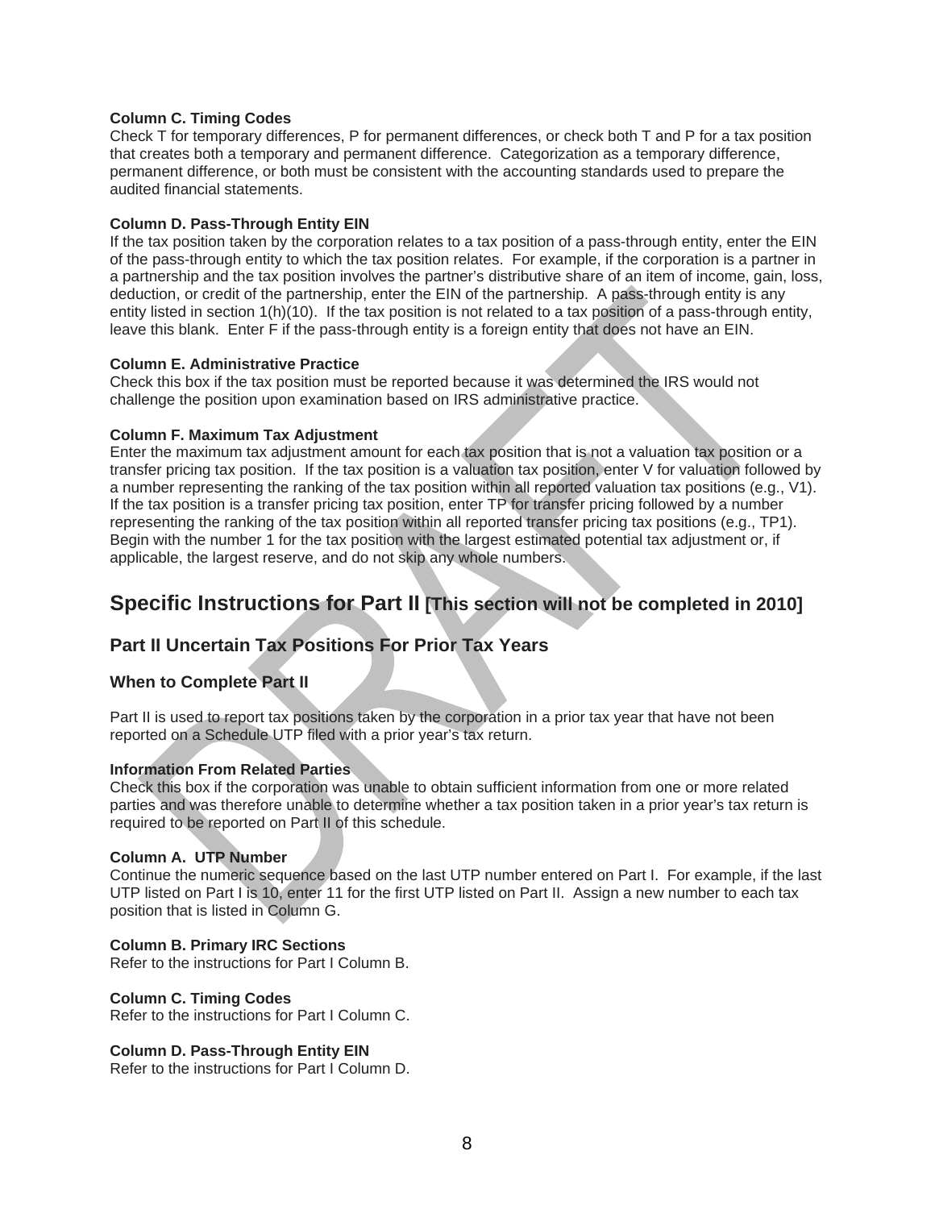#### Column C. Timing Codes

Check T for temporary differences, P for permanent differences, or check both T and P for a tax position that creates both a temporary and permanent difference. Categorization as a temporary difference, permanent difference, or both must be consistent with the accounting standards used to prepare the audited financial statements.

#### Column D. Pass-Through Entity EIN

If the tax position taken by the corporation relates to a tax position of a pass-through entity, enter the EIN of the pass-through entity to which the tax position relates. For example, if the corporation is a partner in a partnership and the tax position involves the partner's distributive share of an item of income, gain, loss, deduction, or credit of the partnership, enter the EIN of the partnership. A pass-through entity is any entity listed in section 1(h)(10). If the tax position is not related to a tax position of a pass-through entity, leave this blank. Enter F if the pass-through entity is a foreign entity that does not have an EIN.

#### Column E. Administrative Practice

Check this box if the tax position must be reported because it was determined the IRS would not challenge the position upon examination based on IRS administrative practice.

#### Column F. Maximum Tax Adjustment

Enter the maximum tax adjustment amount for each tax position that is not a valuation tax position or a transfer pricing tax position. If the tax position is a valuation tax position, enter V for valuation followed by a number representing the ranking of the tax position within all reported valuation tax positions (e.g., V1). If the tax position is a transfer pricing tax position, enter TP for transfer pricing followed by a number representing the ranking of the tax position within all reported transfer pricing tax positions (e.g., TP1). Begin with the number 1 for the tax position with the largest estimated potential tax adjustment or, if applicable, the largest reserve, and do not skip any whole numbers.

# Specific Instructions for Part II [This section will not be completed in 2010]

## Part II Uncertain Tax Positions For Prior Tax Years

### When to Complete Part II

Part II is used to report tax positions taken by the corporation in a prior tax year that have not been reported on a Schedule UTP filed with a prior year's tax return.

#### Information From Related Parties

Check this box if the corporation was unable to obtain sufficient information from one or more related parties and was therefore unable to determine whether a tax position taken in a prior year's tax return is required to be reported on Part II of this schedule.

#### Column A. UTP Number

Continue the numeric sequence based on the last UTP number entered on Part I. For example, if the last UTP listed on Part I is 10, enter 11 for the first UTP listed on Part II. Assign a new number to each tax position that is listed in Column G.

#### Column B. Primary IRC Sections

Refer to the instructions for Part I Column B.

#### Column C. Timing Codes

Refer to the instructions for Part I Column C.

#### Column D. Pass-Through Entity EIN

Refer to the instructions for Part I Column D.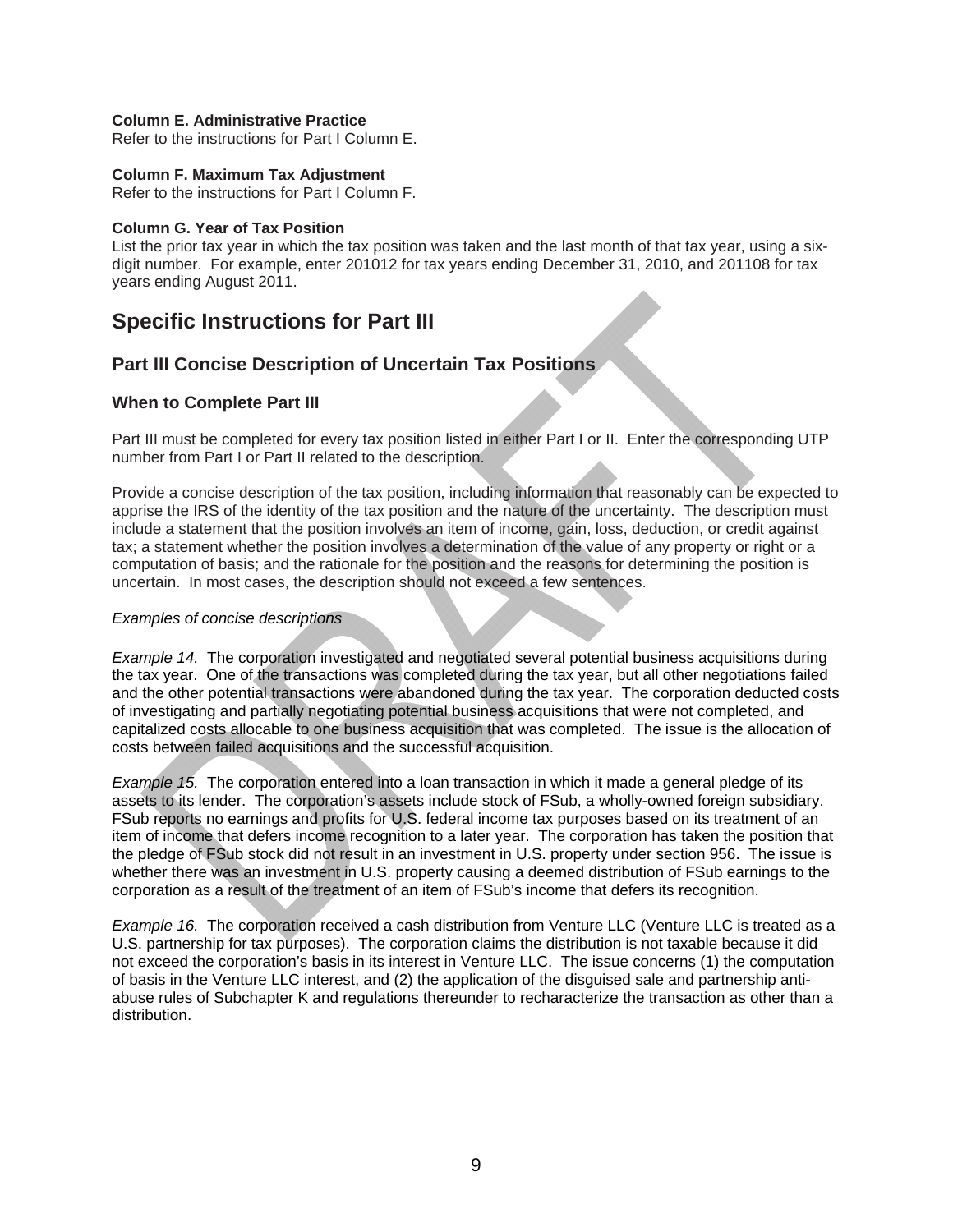**Column E. Administrative Practice**
Refer to the instructions for Part I Column E.

**Column F. Maximum Tax Adjustment**
Refer to the instructions for Part I Column F.

**Column G. Year of Tax Position**
List the prior tax year in which the tax position was taken and the last month of that tax year, using a six-digit number. For example, enter 201012 for tax years ending December 31, 2010, and 201108 for tax years ending August 2011.

# Specific Instructions for Part III

## Part III Concise Description of Uncertain Tax Positions

## When to Complete Part III

Part III must be completed for every tax position listed in either Part I or II. Enter the corresponding UTP number from Part I or Part II related to the description.

Provide a concise description of the tax position, including information that reasonably can be expected to apprise the IRS of the identity of the tax position and the nature of the uncertainty. The description must include a statement that the position involves an item of income, gain, loss, deduction, or credit against tax; a statement whether the position involves a determination of the value of any property or right or a computation of basis; and the rationale for the position and the reasons for determining the position is uncertain. In most cases, the description should not exceed a few sentences.

*Examples of concise descriptions*

*Example 14.* The corporation investigated and negotiated several potential business acquisitions during the tax year. One of the transactions was completed during the tax year, but all other negotiations failed and the other potential transactions were abandoned during the tax year. The corporation deducted costs of investigating and partially negotiating potential business acquisitions that were not completed, and capitalized costs allocable to one business acquisition that was completed. The issue is the allocation of costs between failed acquisitions and the successful acquisition.

*Example 15.* The corporation entered into a loan transaction in which it made a general pledge of its assets to its lender. The corporation's assets include stock of FSub, a wholly-owned foreign subsidiary. FSub reports no earnings and profits for U.S. federal income tax purposes based on its treatment of an item of income that defers income recognition to a later year. The corporation has taken the position that the pledge of FSub stock did not result in an investment in U.S. property under section 956. The issue is whether there was an investment in U.S. property causing a deemed distribution of FSub earnings to the corporation as a result of the treatment of an item of FSub's income that defers its recognition.

*Example 16.* The corporation received a cash distribution from Venture LLC (Venture LLC is treated as a U.S. partnership for tax purposes). The corporation claims the distribution is not taxable because it did not exceed the corporation's basis in its interest in Venture LLC. The issue concerns (1) the computation of basis in the Venture LLC interest, and (2) the application of the disguised sale and partnership anti-abuse rules of Subchapter K and regulations thereunder to recharacterize the transaction as other than a distribution.